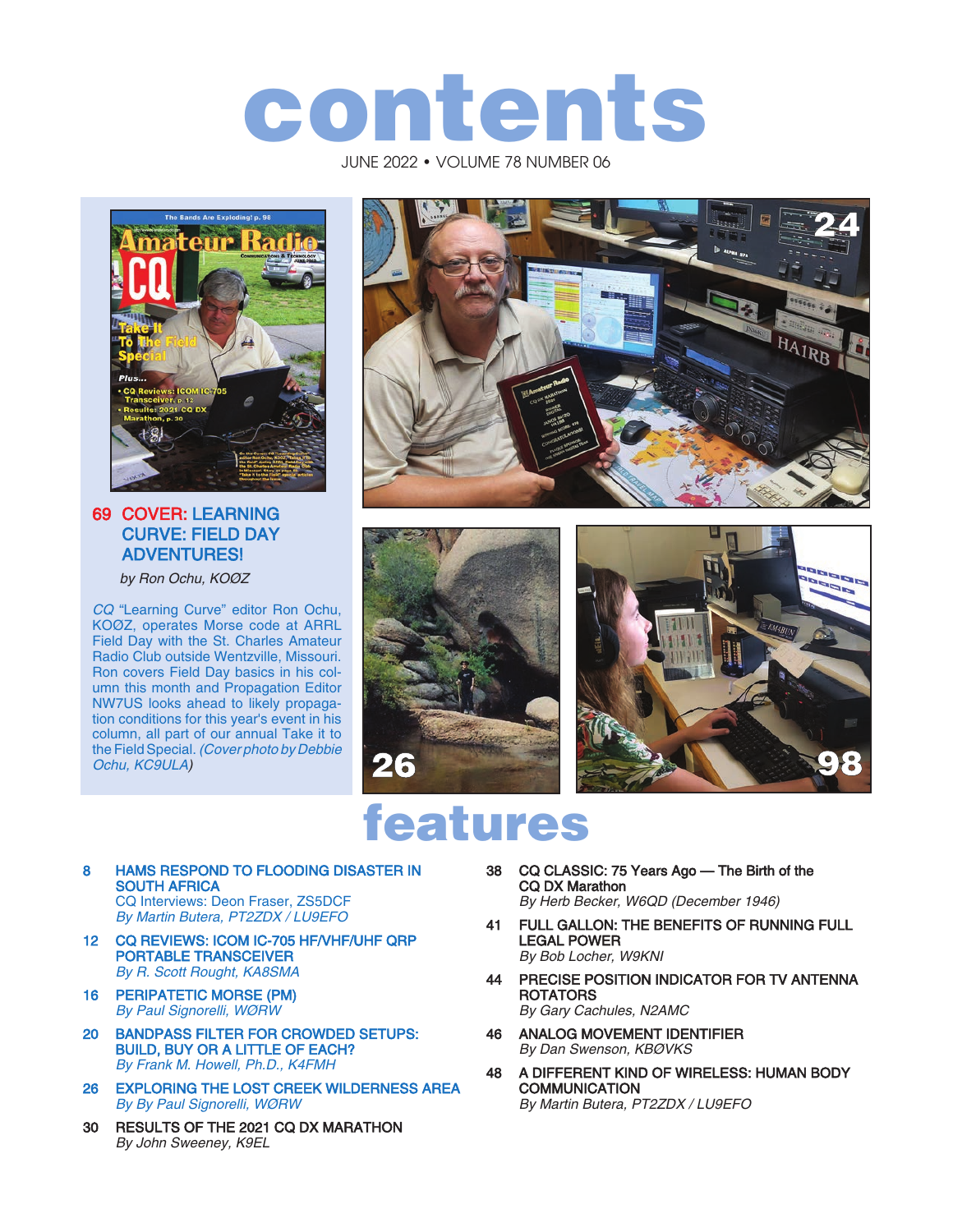# contents

JUNE 2022 • VOLUME 78 NUMBER 06

## 69 COVER: LEARNING CURVE: FIELD DAY ADVENTURES!

*by Ron Ochu, KOØZ*

*CQ* "Learning Curve" editor Ron Ochu, KOØZ, operates Morse code at ARRL Field Day with the St. Charles Amateur Radio Club outside Wentzville, Missouri. Ron covers Field Day basics in his column this month and Propagation Editor NW7US looks ahead to likely propagation conditions for this year's event in his column, all part of our annual Take it to the Field Special. *(Cover photo by Debbie Ochu, KC9ULA)*

# features

**8 HAMS RESPOND TO FLOODING DISASTER IN SOUTH AFRICA**
CQ Interviews: Deon Fraser, ZS5DCF
*By Martin Butera, PT2ZDX / LU9EFO*

**12 CQ REVIEWS: ICOM IC-705 HF/VHF/UHF QRP PORTABLE TRANSCEIVER**
*By R. Scott Rought, KA8SMA*

**16 PERIPATETIC MORSE (PM)**
*By Paul Signorelli, WØRW*

**20 BANDPASS FILTER FOR CROWDED SETUPS: BUILD, BUY OR A LITTLE OF EACH?**
*By Frank M. Howell, Ph.D., K4FMH*

**26 EXPLORING THE LOST CREEK WILDERNESS AREA**
*By By Paul Signorelli, WØRW*

**30 RESULTS OF THE 2021 CQ DX MARATHON**
*By John Sweeney, K9EL*

**38 CQ CLASSIC: 75 Years Ago — The Birth of the CQ DX Marathon**
*By Herb Becker, W6QD (December 1946)*

**41 FULL GALLON: THE BENEFITS OF RUNNING FULL LEGAL POWER**
*By Bob Locher, W9KNI*

**44 PRECISE POSITION INDICATOR FOR TV ANTENNA ROTATORS**
*By Gary Cachules, N2AMC*

**46 ANALOG MOVEMENT IDENTIFIER**
*By Dan Swenson, KBØVKS*

**48 A DIFFERENT KIND OF WIRELESS: HUMAN BODY COMMUNICATION**
*By Martin Butera, PT2ZDX / LU9EFO*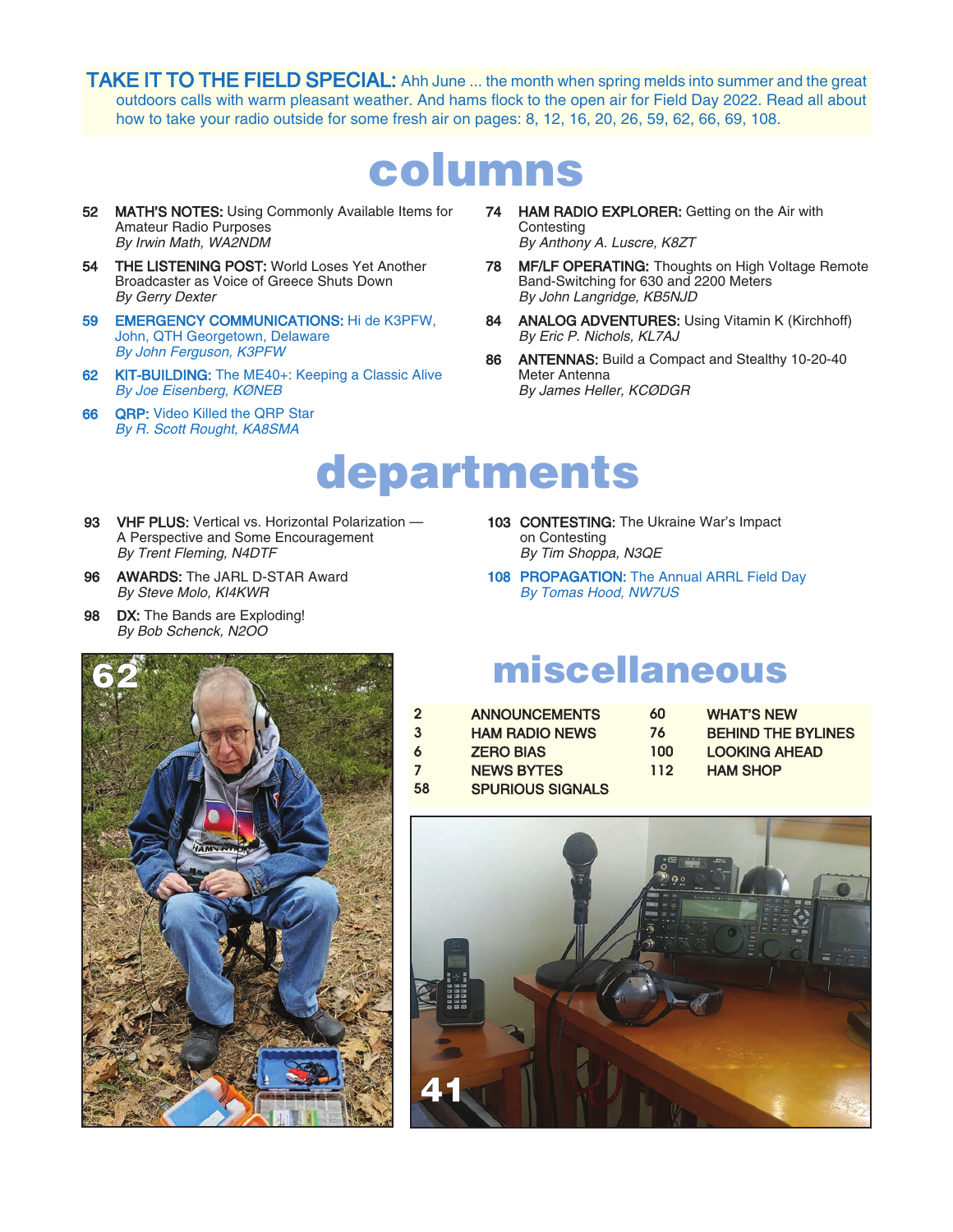**TAKE IT TO THE FIELD SPECIAL:** Ahh June ... the month when spring melds into summer and the great outdoors calls with warm pleasant weather. And hams flock to the open air for Field Day 2022. Read all about how to take your radio outside for some fresh air on pages: 8, 12, 16, 20, 26, 59, 62, 66, 69, 108.

# columns

52 **MATH'S NOTES:** Using Commonly Available Items for Amateur Radio Purposes
*By Irwin Math, WA2NDM*

54 **THE LISTENING POST:** World Loses Yet Another Broadcaster as Voice of Greece Shuts Down
*By Gerry Dexter*

59 **EMERGENCY COMMUNICATIONS:** Hi de K3PFW, John, QTH Georgetown, Delaware
*By John Ferguson, K3PFW*

62 **KIT-BUILDING:** The ME40+: Keeping a Classic Alive
*By Joe Eisenberg, KØNEB*

66 **QRP:** Video Killed the QRP Star
*By R. Scott Rought, KA8SMA*

74 **HAM RADIO EXPLORER:** Getting on the Air with Contesting
*By Anthony A. Luscre, K8ZT*

78 **MF/LF OPERATING:** Thoughts on High Voltage Remote Band-Switching for 630 and 2200 Meters
*By John Langridge, KB5NJD*

84 **ANALOG ADVENTURES:** Using Vitamin K (Kirchhoff)
*By Eric P. Nichols, KL7AJ*

86 **ANTENNAS:** Build a Compact and Stealthy 10-20-40 Meter Antenna
*By James Heller, KCØDGR*

# departments

93 **VHF PLUS:** Vertical vs. Horizontal Polarization — A Perspective and Some Encouragement
*By Trent Fleming, N4DTF*

96 **AWARDS:** The JARL D-STAR Award
*By Steve Molo, KI4KWR*

98 **DX:** The Bands are Exploding!
*By Bob Schenck, N2OO*

103 **CONTESTING:** The Ukraine War's Impact on Contesting
*By Tim Shoppa, N3QE*

108 **PROPAGATION:** The Annual ARRL Field Day
*By Tomas Hood, NW7US*

62

# miscellaneous

| | | | |
|---|---|---|---|
| 2 | ANNOUNCEMENTS | 60 | WHAT'S NEW |
| 3 | HAM RADIO NEWS | 76 | BEHIND THE BYLINES |
| 6 | ZERO BIAS | 100 | LOOKING AHEAD |
| 7 | NEWS BYTES | 112 | HAM SHOP |
| 58 | SPURIOUS SIGNALS | | |

41